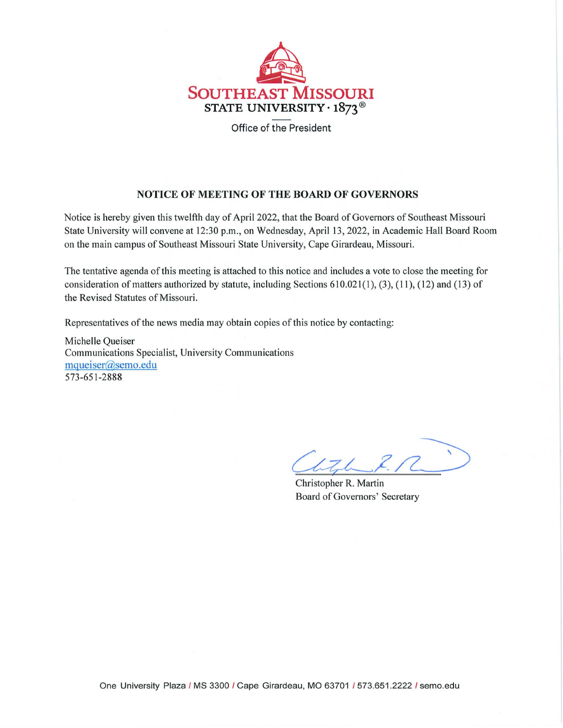SOUTHEAST MISSOURI
STATE UNIVERSITY · 1873®

Office of the President

## NOTICE OF MEETING OF THE BOARD OF GOVERNORS

Notice is hereby given this twelfth day of April 2022, that the Board of Governors of Southeast Missouri State University will convene at 12:30 p.m., on Wednesday, April 13, 2022, in Academic Hall Board Room on the main campus of Southeast Missouri State University, Cape Girardeau, Missouri.

The tentative agenda of this meeting is attached to this notice and includes a vote to close the meeting for consideration of matters authorized by statute, including Sections 610.021(1), (3), (11), (12) and (13) of the Revised Statutes of Missouri.

Representatives of the news media may obtain copies of this notice by contacting:

Michelle Queiser
Communications Specialist, University Communications
mqueiser@semo.edu
573-651-2888

Christopher R. Martin
Board of Governors' Secretary

One University Plaza / MS 3300 / Cape Girardeau, MO 63701 / 573.651.2222 / semo.edu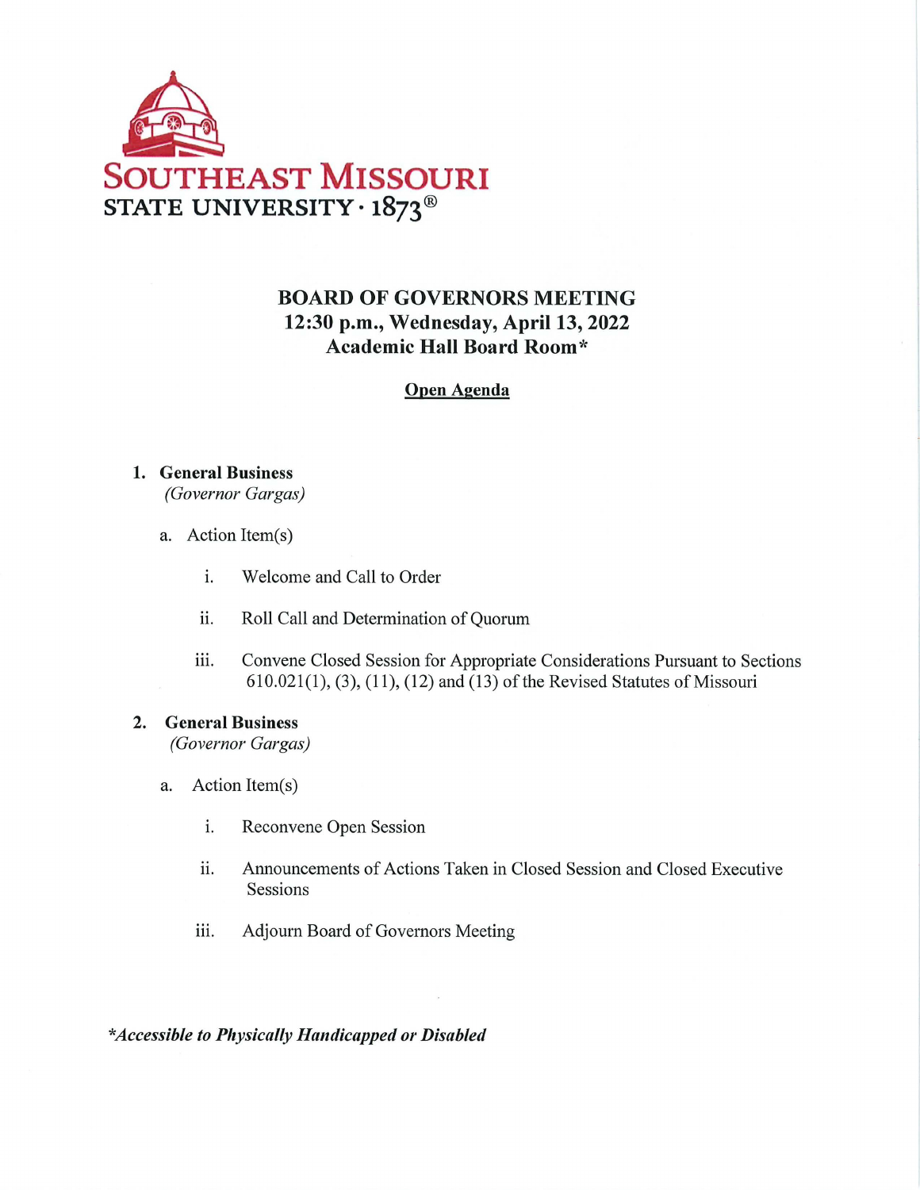SOUTHEAST MISSOURI
STATE UNIVERSITY · 1873®

**BOARD OF GOVERNORS MEETING**
**12:30 p.m., Wednesday, April 13, 2022**
**Academic Hall Board Room***

**Open Agenda**

1. **General Business**
   *(Governor Gargas)*

   a. Action Item(s)

      i. Welcome and Call to Order

      ii. Roll Call and Determination of Quorum

      iii. Convene Closed Session for Appropriate Considerations Pursuant to Sections 610.021(1), (3), (11), (12) and (13) of the Revised Statutes of Missouri

2. **General Business**
   *(Governor Gargas)*

   a. Action Item(s)

      i. Reconvene Open Session

      ii. Announcements of Actions Taken in Closed Session and Closed Executive Sessions

      iii. Adjourn Board of Governors Meeting

****Accessible to Physically Handicapped or Disabled***